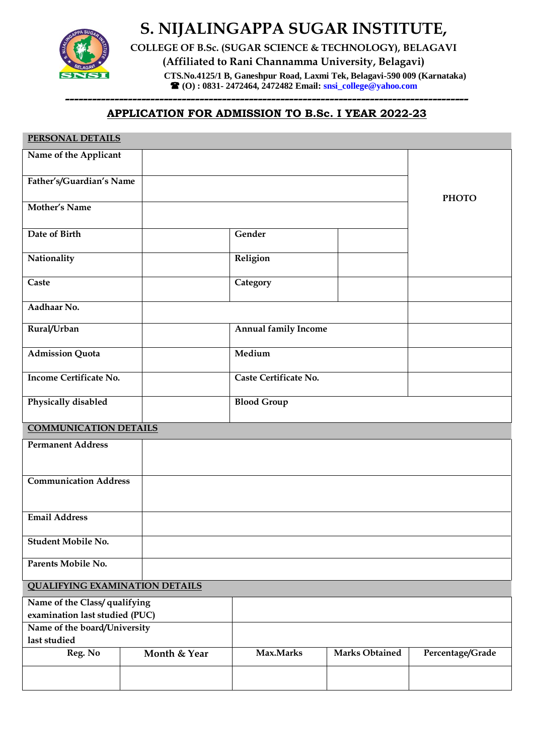# S. NIJALINGAPPA SUGAR INSTITUTE,

**COLLEGE OF B.Sc. (SUGAR SCIENCE & TECHNOLOGY), BELAGAVI**

**(Affiliated to Rani Channamma University, Belagavi)**

**CTS.No.4125/1 B, Ganeshpur Road, Laxmi Tek, Belagavi-590 009 (Karnataka)**

**☎ (O) : 0831- 2472464, 2472482 Email:** snsi_college@yahoo.com

---

## APPLICATION FOR ADMISSION TO B.Sc. I YEAR 2022-23

### PERSONAL DETAILS

| | | | | |
|---|---|---|---|---|
| **Name of the Applicant** | | | | **PHOTO** |
| **Father's/Guardian's Name** | | | | |
| **Mother's Name** | | | | |
| **Date of Birth** | | **Gender** | | |
| **Nationality** | | **Religion** | | |
| **Caste** | | **Category** | | |
| **Aadhaar No.** | | | | |
| **Rural/Urban** | | **Annual family Income** | | |
| **Admission Quota** | | **Medium** | | |
| **Income Certificate No.** | | **Caste Certificate No.** | | |
| **Physically disabled** | | **Blood Group** | | |

### COMMUNICATION DETAILS

| | |
|---|---|
| **Permanent Address** | |
| **Communication Address** | |
| **Email Address** | |
| **Student Mobile No.** | |
| **Parents Mobile No.** | |

### QUALIFYING EXAMINATION DETAILS

| | |
|---|---|
| **Name of the Class/ qualifying examination last studied (PUC)** | |
| **Name of the board/University last studied** | |

| Reg. No | Month & Year | Max.Marks | Marks Obtained | Percentage/Grade |
|---|---|---|---|---|
| | | | | |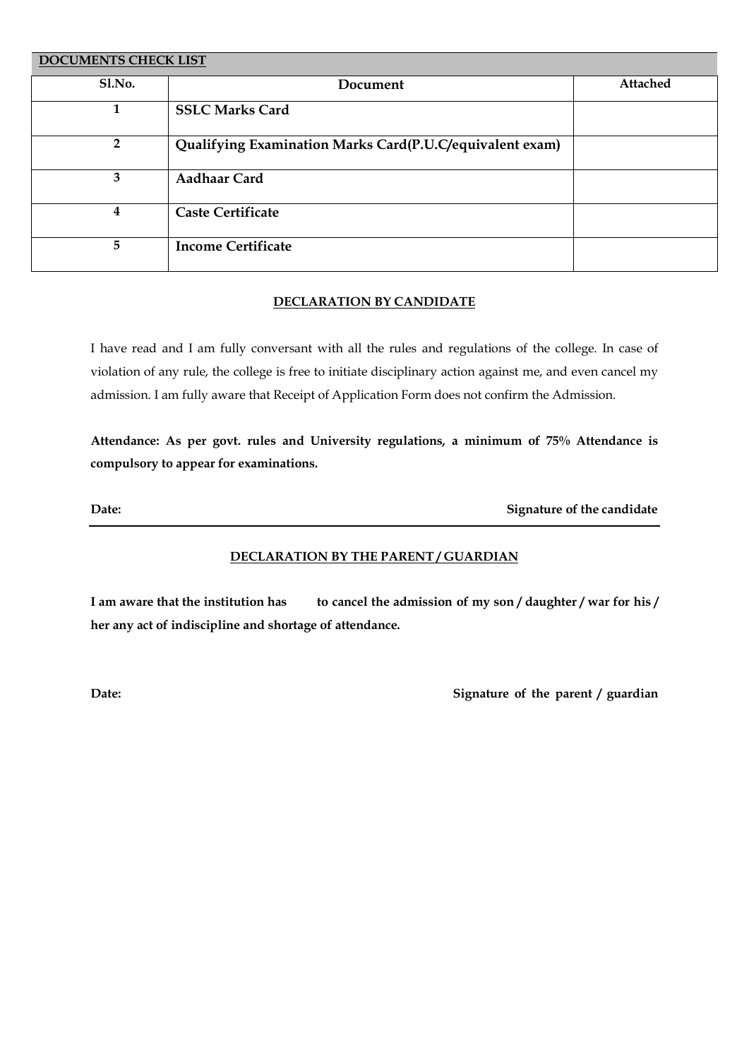**DOCUMENTS CHECK LIST**

| Sl.No. | Document | Attached |
|---|---|---|
| 1 | **SSLC Marks Card** | |
| 2 | **Qualifying Examination Marks Card(P.U.C/equivalent exam)** | |
| 3 | **Aadhaar Card** | |
| 4 | **Caste Certificate** | |
| 5 | **Income Certificate** | |

## DECLARATION BY CANDIDATE

I have read and I am fully conversant with all the rules and regulations of the college. In case of violation of any rule, the college is free to initiate disciplinary action against me, and even cancel my admission. I am fully aware that Receipt of Application Form does not confirm the Admission.

**Attendance: As per govt. rules and University regulations, a minimum of 75% Attendance is compulsory to appear for examinations.**

**Date:** **Signature of the candidate**

## DECLARATION BY THE PARENT / GUARDIAN

**I am aware that the institution has to cancel the admission of my son / daughter / war for his / her any act of indiscipline and shortage of attendance.**

**Date:** **Signature of the parent / guardian**